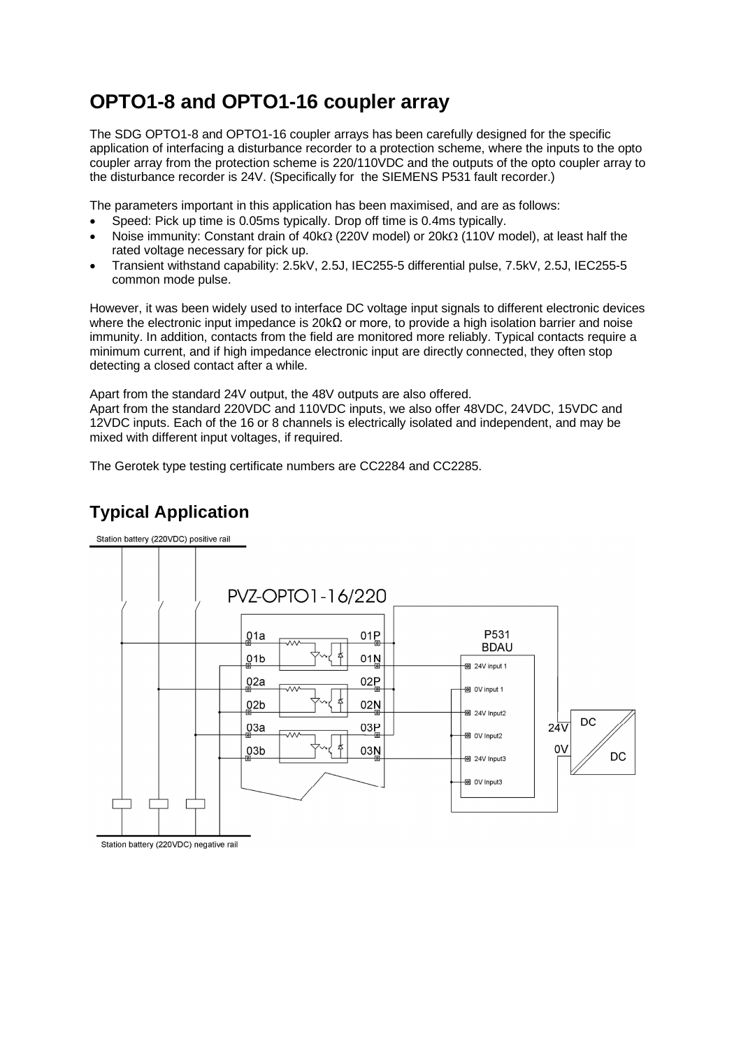# OPTO1-8 and OPTO1-16 coupler array

The SDG OPTO1-8 and OPTO1-16 coupler arrays has been carefully designed for the specific application of interfacing a disturbance recorder to a protection scheme, where the inputs to the opto coupler array from the protection scheme is 220/110VDC and the outputs of the opto coupler array to the disturbance recorder is 24V. (Specifically for the SIEMENS P531 fault recorder.)

The parameters important in this application has been maximised, and are as follows:

- Speed: Pick up time is 0.05ms typically. Drop off time is 0.4ms typically.
- Noise immunity: Constant drain of 40kΩ (220V model) or 20kΩ (110V model), at least half the rated voltage necessary for pick up.
- Transient withstand capability: 2.5kV, 2.5J, IEC255-5 differential pulse, 7.5kV, 2.5J, IEC255-5 common mode pulse.

However, it was been widely used to interface DC voltage input signals to different electronic devices where the electronic input impedance is 20kΩ or more, to provide a high isolation barrier and noise immunity. In addition, contacts from the field are monitored more reliably. Typical contacts require a minimum current, and if high impedance electronic input are directly connected, they often stop detecting a closed contact after a while.

Apart from the standard 24V output, the 48V outputs are also offered.
Apart from the standard 220VDC and 110VDC inputs, we also offer 48VDC, 24VDC, 15VDC and 12VDC inputs. Each of the 16 or 8 channels is electrically isolated and independent, and may be mixed with different input voltages, if required.

The Gerotek type testing certificate numbers are CC2284 and CC2285.

## Typical Application

Station battery (220VDC) positive rail

PVZ-OPTO1-16/220

01a, 01b, 02a, 02b, 03a, 03b — 01P, 01N, 02P, 02N, 03P, 03N

P531 BDAU: 24V input 1, 0V input 1, 24V Input2, 0V Input2, 24V Input3, 0V Input3

24V, 0V — DC/DC

Station battery (220VDC) negative rail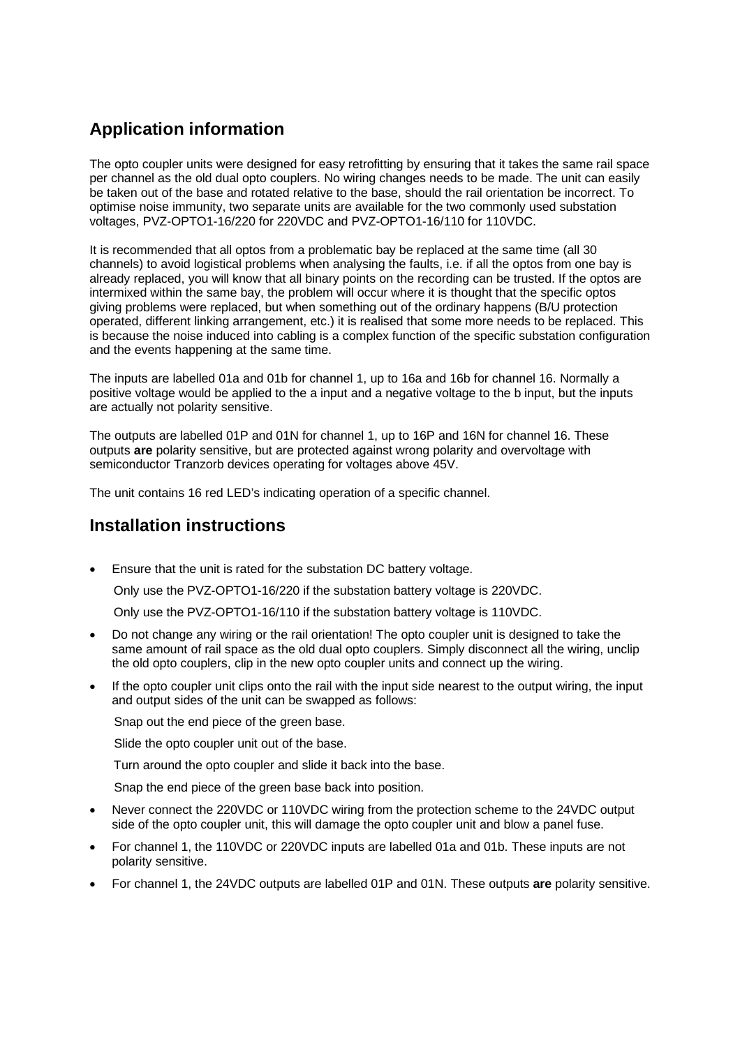## Application information

The opto coupler units were designed for easy retrofitting by ensuring that it takes the same rail space per channel as the old dual opto couplers. No wiring changes needs to be made. The unit can easily be taken out of the base and rotated relative to the base, should the rail orientation be incorrect. To optimise noise immunity, two separate units are available for the two commonly used substation voltages, PVZ-OPTO1-16/220 for 220VDC and PVZ-OPTO1-16/110 for 110VDC.

It is recommended that all optos from a problematic bay be replaced at the same time (all 30 channels) to avoid logistical problems when analysing the faults, i.e. if all the optos from one bay is already replaced, you will know that all binary points on the recording can be trusted. If the optos are intermixed within the same bay, the problem will occur where it is thought that the specific optos giving problems were replaced, but when something out of the ordinary happens (B/U protection operated, different linking arrangement, etc.) it is realised that some more needs to be replaced. This is because the noise induced into cabling is a complex function of the specific substation configuration and the events happening at the same time.

The inputs are labelled 01a and 01b for channel 1, up to 16a and 16b for channel 16. Normally a positive voltage would be applied to the a input and a negative voltage to the b input, but the inputs are actually not polarity sensitive.

The outputs are labelled 01P and 01N for channel 1, up to 16P and 16N for channel 16. These outputs **are** polarity sensitive, but are protected against wrong polarity and overvoltage with semiconductor Tranzorb devices operating for voltages above 45V.

The unit contains 16 red LED's indicating operation of a specific channel.

## Installation instructions

- Ensure that the unit is rated for the substation DC battery voltage.

  Only use the PVZ-OPTO1-16/220 if the substation battery voltage is 220VDC.

  Only use the PVZ-OPTO1-16/110 if the substation battery voltage is 110VDC.

- Do not change any wiring or the rail orientation! The opto coupler unit is designed to take the same amount of rail space as the old dual opto couplers. Simply disconnect all the wiring, unclip the old opto couplers, clip in the new opto coupler units and connect up the wiring.
- If the opto coupler unit clips onto the rail with the input side nearest to the output wiring, the input and output sides of the unit can be swapped as follows:

  Snap out the end piece of the green base.

  Slide the opto coupler unit out of the base.

  Turn around the opto coupler and slide it back into the base.

  Snap the end piece of the green base back into position.

- Never connect the 220VDC or 110VDC wiring from the protection scheme to the 24VDC output side of the opto coupler unit, this will damage the opto coupler unit and blow a panel fuse.
- For channel 1, the 110VDC or 220VDC inputs are labelled 01a and 01b. These inputs are not polarity sensitive.
- For channel 1, the 24VDC outputs are labelled 01P and 01N. These outputs **are** polarity sensitive.